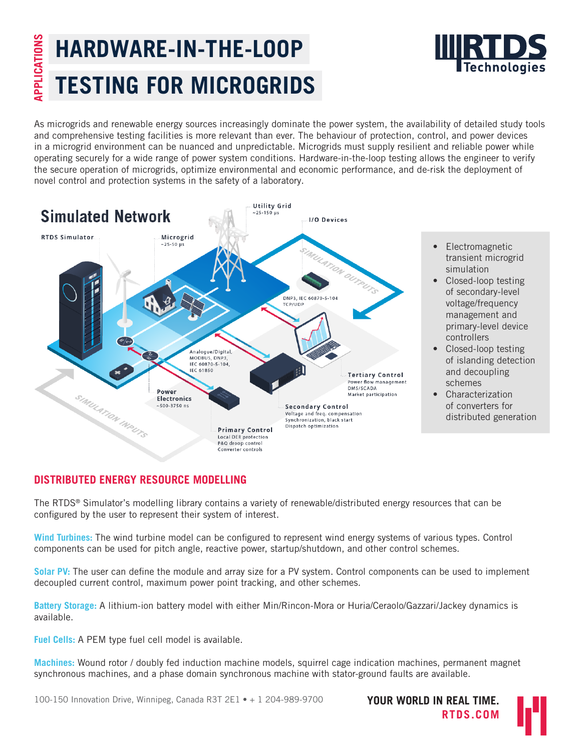APPLICATIONS

# HARDWARE-IN-THE-LOOP TESTING FOR MICROGRIDS

As microgrids and renewable energy sources increasingly dominate the power system, the availability of detailed study tools and comprehensive testing facilities is more relevant than ever. The behaviour of protection, control, and power devices in a microgrid environment can be nuanced and unpredictable. Microgrids must supply resilient and reliable power while operating securely for a wide range of power system conditions. Hardware-in-the-loop testing allows the engineer to verify the secure operation of microgrids, optimize environmental and economic performance, and de-risk the deployment of novel control and protection systems in the safety of a laboratory.

**Simulated Network**

- RTDS Simulator
- Microgrid ~25-50 µs
- Utility Grid ~25-150 µs
- I/O Devices
- SIMULATION OUTPUTS
- DNP3, IEC 60870-5-104 TCP/UDP
- Analogue/Digital, MODBUS, DNP3, IEC 60870-5-104, IEC 61850
- Power Electronics ~500-3750 ns
- SIMULATION INPUTS
- Tertiary Control: Power flow management, DMS/SCADA, Market participation
- Secondary Control: Voltage and freq. compensation, Synchronization, black start, Dispatch optimization
- Primary Control: Local DER protection, P&Q droop control, Converter controls

- Electromagnetic transient microgrid simulation
- Closed-loop testing of secondary-level voltage/frequency management and primary-level device controllers
- Closed-loop testing of islanding detection and decoupling schemes
- Characterization of converters for distributed generation

## DISTRIBUTED ENERGY RESOURCE MODELLING

The RTDS® Simulator's modelling library contains a variety of renewable/distributed energy resources that can be configured by the user to represent their system of interest.

**Wind Turbines:** The wind turbine model can be configured to represent wind energy systems of various types. Control components can be used for pitch angle, reactive power, startup/shutdown, and other control schemes.

**Solar PV:** The user can define the module and array size for a PV system. Control components can be used to implement decoupled current control, maximum power point tracking, and other schemes.

**Battery Storage:** A lithium-ion battery model with either Min/Rincon-Mora or Huria/Ceraolo/Gazzari/Jackey dynamics is available.

**Fuel Cells:** A PEM type fuel cell model is available.

**Machines:** Wound rotor / doubly fed induction machine models, squirrel cage indication machines, permanent magnet synchronous machines, and a phase domain synchronous machine with stator-ground faults are available.

100-150 Innovation Drive, Winnipeg, Canada R3T 2E1 • + 1 204-989-9700

YOUR WORLD IN REAL TIME. RTDS.COM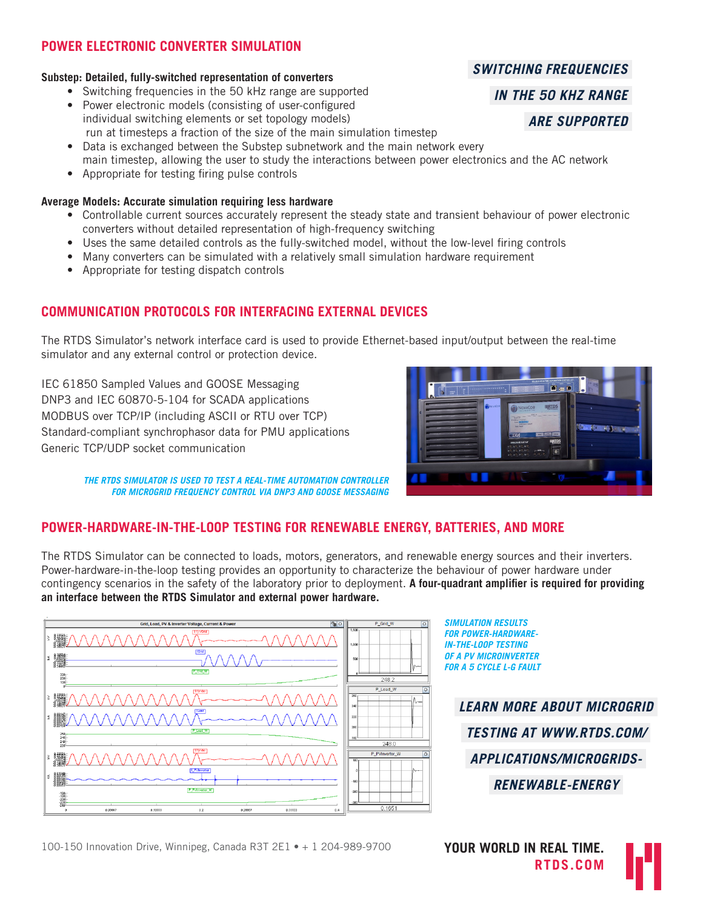## POWER ELECTRONIC CONVERTER SIMULATION

**Substep: Detailed, fully-switched representation of converters**

- Switching frequencies in the 50 kHz range are supported
- Power electronic models (consisting of user-configured individual switching elements or set topology models) run at timesteps a fraction of the size of the main simulation timestep
- Data is exchanged between the Substep subnetwork and the main network every main timestep, allowing the user to study the interactions between power electronics and the AC network
- Appropriate for testing firing pulse controls

*SWITCHING FREQUENCIES IN THE 50 KHZ RANGE ARE SUPPORTED*

**Average Models: Accurate simulation requiring less hardware**

- Controllable current sources accurately represent the steady state and transient behaviour of power electronic converters without detailed representation of high-frequency switching
- Uses the same detailed controls as the fully-switched model, without the low-level firing controls
- Many converters can be simulated with a relatively small simulation hardware requirement
- Appropriate for testing dispatch controls

## COMMUNICATION PROTOCOLS FOR INTERFACING EXTERNAL DEVICES

The RTDS Simulator's network interface card is used to provide Ethernet-based input/output between the real-time simulator and any external control or protection device.

IEC 61850 Sampled Values and GOOSE Messaging
DNP3 and IEC 60870-5-104 for SCADA applications
MODBUS over TCP/IP (including ASCII or RTU over TCP)
Standard-compliant synchrophasor data for PMU applications
Generic TCP/UDP socket communication

*THE RTDS SIMULATOR IS USED TO TEST A REAL-TIME AUTOMATION CONTROLLER FOR MICROGRID FREQUENCY CONTROL VIA DNP3 AND GOOSE MESSAGING*

## POWER-HARDWARE-IN-THE-LOOP TESTING FOR RENEWABLE ENERGY, BATTERIES, AND MORE

The RTDS Simulator can be connected to loads, motors, generators, and renewable energy sources and their inverters. Power-hardware-in-the-loop testing provides an opportunity to characterize the behaviour of power hardware under contingency scenarios in the safety of the laboratory prior to deployment. **A four-quadrant amplifier is required for providing an interface between the RTDS Simulator and external power hardware.**

Grid, Load, PV & Inverter Voltage, Current & Power

P_Grid_W
248.2

P_Load_W
248.0

P_PVinverter_W
0.1651

*SIMULATION RESULTS FOR POWER-HARDWARE-IN-THE-LOOP TESTING OF A PV MICROINVERTER FOR A 5 CYCLE L-G FAULT*

*LEARN MORE ABOUT MICROGRID TESTING AT WWW.RTDS.COM/APPLICATIONS/MICROGRIDS-RENEWABLE-ENERGY*

100-150 Innovation Drive, Winnipeg, Canada R3T 2E1 • + 1 204-989-9700

**YOUR WORLD IN REAL TIME.**
**RTDS.COM**